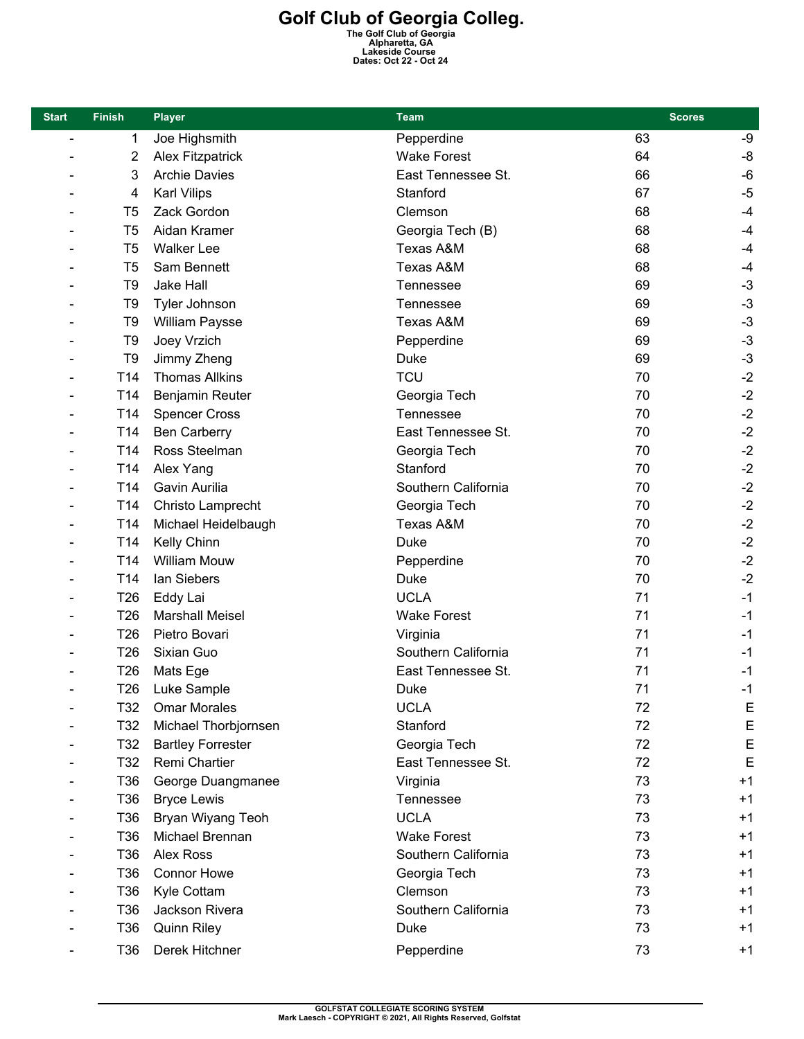# Golf Club of Georgia Colleg.

**The Golf Club of Georgia**
**Alpharetta, GA**
**Lakeside Course**
**Dates: Oct 22 - Oct 24**

| Start | Finish | Player | Team | Scores | |
|---|---|---|---|---|---|
| - | 1 | Joe Highsmith | Pepperdine | 63 | -9 |
| - | 2 | Alex Fitzpatrick | Wake Forest | 64 | -8 |
| - | 3 | Archie Davies | East Tennessee St. | 66 | -6 |
| - | 4 | Karl Vilips | Stanford | 67 | -5 |
| - | T5 | Zack Gordon | Clemson | 68 | -4 |
| - | T5 | Aidan Kramer | Georgia Tech (B) | 68 | -4 |
| - | T5 | Walker Lee | Texas A&M | 68 | -4 |
| - | T5 | Sam Bennett | Texas A&M | 68 | -4 |
| - | T9 | Jake Hall | Tennessee | 69 | -3 |
| - | T9 | Tyler Johnson | Tennessee | 69 | -3 |
| - | T9 | William Paysse | Texas A&M | 69 | -3 |
| - | T9 | Joey Vrzich | Pepperdine | 69 | -3 |
| - | T9 | Jimmy Zheng | Duke | 69 | -3 |
| - | T14 | Thomas Allkins | TCU | 70 | -2 |
| - | T14 | Benjamin Reuter | Georgia Tech | 70 | -2 |
| - | T14 | Spencer Cross | Tennessee | 70 | -2 |
| - | T14 | Ben Carberry | East Tennessee St. | 70 | -2 |
| - | T14 | Ross Steelman | Georgia Tech | 70 | -2 |
| - | T14 | Alex Yang | Stanford | 70 | -2 |
| - | T14 | Gavin Aurilia | Southern California | 70 | -2 |
| - | T14 | Christo Lamprecht | Georgia Tech | 70 | -2 |
| - | T14 | Michael Heidelbaugh | Texas A&M | 70 | -2 |
| - | T14 | Kelly Chinn | Duke | 70 | -2 |
| - | T14 | William Mouw | Pepperdine | 70 | -2 |
| - | T14 | Ian Siebers | Duke | 70 | -2 |
| - | T26 | Eddy Lai | UCLA | 71 | -1 |
| - | T26 | Marshall Meisel | Wake Forest | 71 | -1 |
| - | T26 | Pietro Bovari | Virginia | 71 | -1 |
| - | T26 | Sixian Guo | Southern California | 71 | -1 |
| - | T26 | Mats Ege | East Tennessee St. | 71 | -1 |
| - | T26 | Luke Sample | Duke | 71 | -1 |
| - | T32 | Omar Morales | UCLA | 72 | E |
| - | T32 | Michael Thorbjornsen | Stanford | 72 | E |
| - | T32 | Bartley Forrester | Georgia Tech | 72 | E |
| - | T32 | Remi Chartier | East Tennessee St. | 72 | E |
| - | T36 | George Duangmanee | Virginia | 73 | +1 |
| - | T36 | Bryce Lewis | Tennessee | 73 | +1 |
| - | T36 | Bryan Wiyang Teoh | UCLA | 73 | +1 |
| - | T36 | Michael Brennan | Wake Forest | 73 | +1 |
| - | T36 | Alex Ross | Southern California | 73 | +1 |
| - | T36 | Connor Howe | Georgia Tech | 73 | +1 |
| - | T36 | Kyle Cottam | Clemson | 73 | +1 |
| - | T36 | Jackson Rivera | Southern California | 73 | +1 |
| - | T36 | Quinn Riley | Duke | 73 | +1 |
| - | T36 | Derek Hitchner | Pepperdine | 73 | +1 |

GOLFSTAT COLLEGIATE SCORING SYSTEM
Mark Laesch - COPYRIGHT © 2021, All Rights Reserved, Golfstat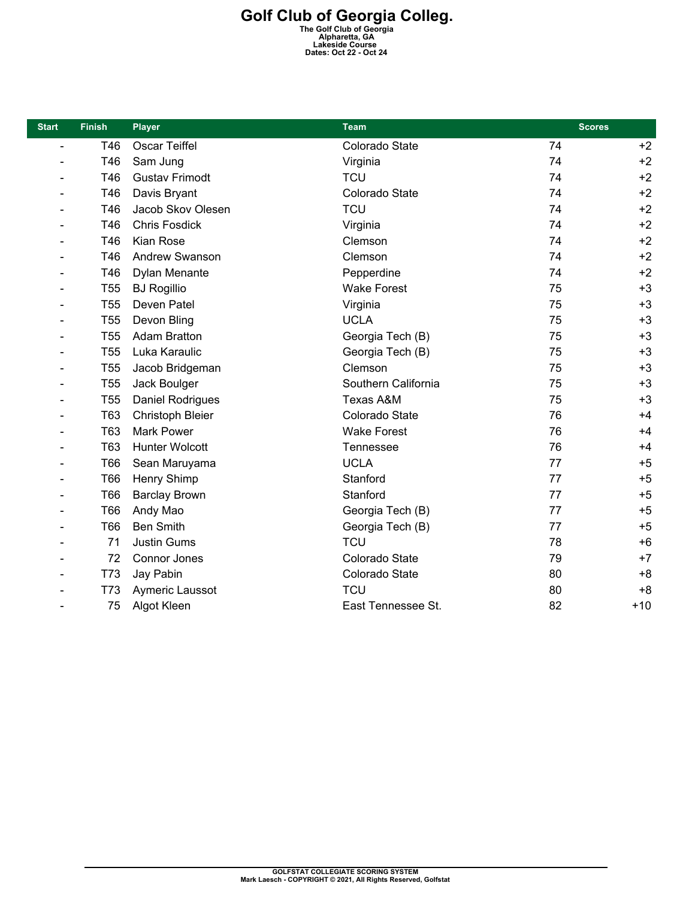# Golf Club of Georgia Colleg.

**The Golf Club of Georgia**
**Alpharetta, GA**
**Lakeside Course**
**Dates: Oct 22 - Oct 24**

| Start | Finish | Player | Team | Scores | |
|---|---|---|---|---|---|
| - | T46 | Oscar Teiffel | Colorado State | 74 | +2 |
| - | T46 | Sam Jung | Virginia | 74 | +2 |
| - | T46 | Gustav Frimodt | TCU | 74 | +2 |
| - | T46 | Davis Bryant | Colorado State | 74 | +2 |
| - | T46 | Jacob Skov Olesen | TCU | 74 | +2 |
| - | T46 | Chris Fosdick | Virginia | 74 | +2 |
| - | T46 | Kian Rose | Clemson | 74 | +2 |
| - | T46 | Andrew Swanson | Clemson | 74 | +2 |
| - | T46 | Dylan Menante | Pepperdine | 74 | +2 |
| - | T55 | BJ Rogillio | Wake Forest | 75 | +3 |
| - | T55 | Deven Patel | Virginia | 75 | +3 |
| - | T55 | Devon Bling | UCLA | 75 | +3 |
| - | T55 | Adam Bratton | Georgia Tech (B) | 75 | +3 |
| - | T55 | Luka Karaulic | Georgia Tech (B) | 75 | +3 |
| - | T55 | Jacob Bridgeman | Clemson | 75 | +3 |
| - | T55 | Jack Boulger | Southern California | 75 | +3 |
| - | T55 | Daniel Rodrigues | Texas A&M | 75 | +3 |
| - | T63 | Christoph Bleier | Colorado State | 76 | +4 |
| - | T63 | Mark Power | Wake Forest | 76 | +4 |
| - | T63 | Hunter Wolcott | Tennessee | 76 | +4 |
| - | T66 | Sean Maruyama | UCLA | 77 | +5 |
| - | T66 | Henry Shimp | Stanford | 77 | +5 |
| - | T66 | Barclay Brown | Stanford | 77 | +5 |
| - | T66 | Andy Mao | Georgia Tech (B) | 77 | +5 |
| - | T66 | Ben Smith | Georgia Tech (B) | 77 | +5 |
| - | 71 | Justin Gums | TCU | 78 | +6 |
| - | 72 | Connor Jones | Colorado State | 79 | +7 |
| - | T73 | Jay Pabin | Colorado State | 80 | +8 |
| - | T73 | Aymeric Laussot | TCU | 80 | +8 |
| - | 75 | Algot Kleen | East Tennessee St. | 82 | +10 |

GOLFSTAT COLLEGIATE SCORING SYSTEM
Mark Laesch - COPYRIGHT © 2021, All Rights Reserved, Golfstat